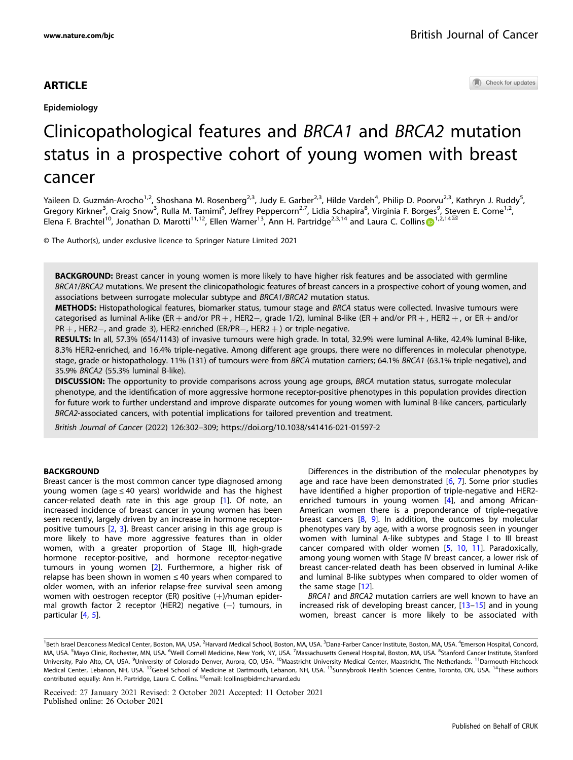ARTICLE

Epidemiology

# Clinicopathological features and *BRCA1* and *BRCA2* mutation status in a prospective cohort of young women with breast cancer

Yaileen D. Guzmán-Arocho[1,2], Shoshana M. Rosenberg[2,3], Judy E. Garber[2,3], Hilde Vardeh[4], Philip D. Poorvu[2,3], Kathryn J. Ruddy[5], Gregory Kirkner[3], Craig Snow[3], Rulla M. Tamimi[6], Jeffrey Peppercorn[2,7], Lidia Schapira[8], Virginia F. Borges[9], Steven E. Come[1,2], Elena F. Brachtel[10], Jonathan D. Marotti[11,12], Ellen Warner[13], Ann H. Partridge[2,3,14] and Laura C. Collins[1,2,14]

© The Author(s), under exclusive licence to Springer Nature Limited 2021

**BACKGROUND:** Breast cancer in young women is more likely to have higher risk features and be associated with germline *BRCA1*/*BRCA2* mutations. We present the clinicopathologic features of breast cancers in a prospective cohort of young women, and associations between surrogate molecular subtype and *BRCA1*/*BRCA2* mutation status.

**METHODS:** Histopathological features, biomarker status, tumour stage and *BRCA* status were collected. Invasive tumours were categorised as luminal A-like (ER + and/or PR +, HER2−, grade 1/2), luminal B-like (ER + and/or PR +, HER2 +, or ER + and/or PR +, HER2−, and grade 3), HER2-enriched (ER/PR−, HER2 +) or triple-negative.

**RESULTS:** In all, 57.3% (654/1143) of invasive tumours were high grade. In total, 32.9% were luminal A-like, 42.4% luminal B-like, 8.3% HER2-enriched, and 16.4% triple-negative. Among different age groups, there were no differences in molecular phenotype, stage, grade or histopathology. 11% (131) of tumours were from *BRCA* mutation carriers; 64.1% *BRCA1* (63.1% triple-negative), and 35.9% *BRCA2* (55.3% luminal B-like).

**DISCUSSION:** The opportunity to provide comparisons across young age groups, *BRCA* mutation status, surrogate molecular phenotype, and the identification of more aggressive hormone receptor-positive phenotypes in this population provides direction for future work to further understand and improve disparate outcomes for young women with luminal B-like cancers, particularly *BRCA2*-associated cancers, with potential implications for tailored prevention and treatment.

*British Journal of Cancer* (2022) 126:302–309; https://doi.org/10.1038/s41416-021-01597-2

## BACKGROUND

Breast cancer is the most common cancer type diagnosed among young women (age ≤ 40 years) worldwide and has the highest cancer-related death rate in this age group [1]. Of note, an increased incidence of breast cancer in young women has been seen recently, largely driven by an increase in hormone receptor-positive tumours [2, 3]. Breast cancer arising in this age group is more likely to have more aggressive features than in older women, with a greater proportion of Stage III, high-grade hormone receptor-positive, and hormone receptor-negative tumours in young women [2]. Furthermore, a higher risk of relapse has been shown in women ≤ 40 years when compared to older women, with an inferior relapse-free survival seen among women with oestrogen receptor (ER) positive (+)/human epidermal growth factor 2 receptor (HER2) negative (−) tumours, in particular [4, 5].

Differences in the distribution of the molecular phenotypes by age and race have been demonstrated [6, 7]. Some prior studies have identified a higher proportion of triple-negative and HER2-enriched tumours in young women [4], and among African-American women there is a preponderance of triple-negative breast cancers [8, 9]. In addition, the outcomes by molecular phenotypes vary by age, with a worse prognosis seen in younger women with luminal A-like subtypes and Stage I to III breast cancer compared with older women [5, 10, 11]. Paradoxically, among young women with Stage IV breast cancer, a lower risk of breast cancer-related death has been observed in luminal A-like and luminal B-like subtypes when compared to older women of the same stage [12].

*BRCA1* and *BRCA2* mutation carriers are well known to have an increased risk of developing breast cancer, [13–15] and in young women, breast cancer is more likely to be associated with

[1]Beth Israel Deaconess Medical Center, Boston, MA, USA. [2]Harvard Medical School, Boston, MA, USA. [3]Dana-Farber Cancer Institute, Boston, MA, USA. [4]Emerson Hospital, Concord, MA, USA. [5]Mayo Clinic, Rochester, MN, USA. [6]Weill Cornell Medicine, New York, NY, USA. [7]Massachusetts General Hospital, Boston, MA, USA. [8]Stanford Cancer Institute, Stanford University, Palo Alto, CA, USA. [9]University of Colorado Denver, Aurora, CO, USA. [10]Maastricht University Medical Center, Maastricht, The Netherlands. [11]Dartmouth-Hitchcock Medical Center, Lebanon, NH, USA. [12]Geisel School of Medicine at Dartmouth, Lebanon, NH, USA. [13]Sunnybrook Health Sciences Centre, Toronto, ON, USA. [14]These authors contributed equally: Ann H. Partridge, Laura C. Collins. ✉email: lcollins@bidmc.harvard.edu

Received: 27 January 2021 Revised: 2 October 2021 Accepted: 11 October 2021
Published online: 26 October 2021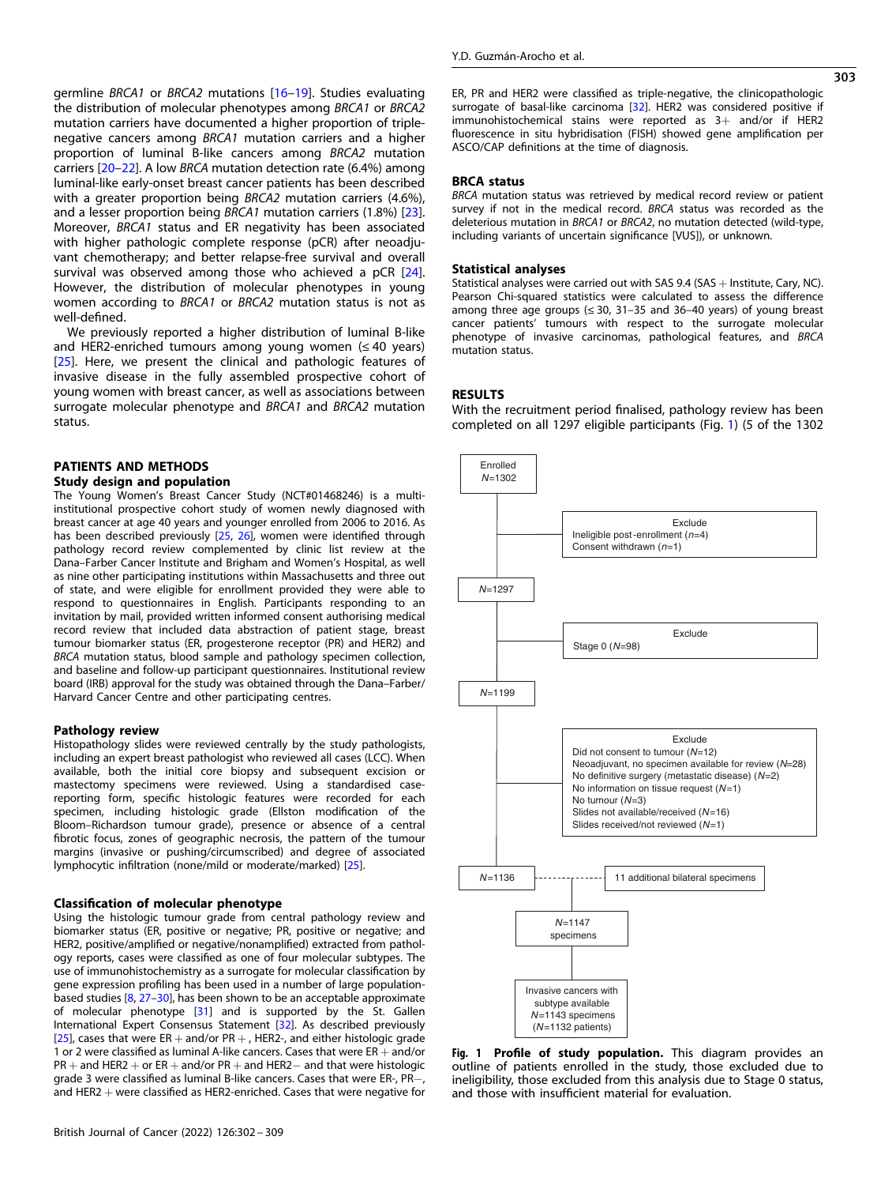germline *BRCA1* or *BRCA2* mutations [16–19]. Studies evaluating the distribution of molecular phenotypes among *BRCA1* or *BRCA2* mutation carriers have documented a higher proportion of triple-negative cancers among *BRCA1* mutation carriers and a higher proportion of luminal B-like cancers among *BRCA2* mutation carriers [20–22]. A low *BRCA* mutation detection rate (6.4%) among luminal-like early-onset breast cancer patients has been described with a greater proportion being *BRCA2* mutation carriers (4.6%), and a lesser proportion being *BRCA1* mutation carriers (1.8%) [23]. Moreover, *BRCA1* status and ER negativity has been associated with higher pathologic complete response (pCR) after neoadjuvant chemotherapy; and better relapse-free survival and overall survival was observed among those who achieved a pCR [24]. However, the distribution of molecular phenotypes in young women according to *BRCA1* or *BRCA2* mutation status is not as well-defined.

We previously reported a higher distribution of luminal B-like and HER2-enriched tumours among young women (≤ 40 years) [25]. Here, we present the clinical and pathologic features of invasive disease in the fully assembled prospective cohort of young women with breast cancer, as well as associations between surrogate molecular phenotype and *BRCA1* and *BRCA2* mutation status.

## PATIENTS AND METHODS

### Study design and population

The Young Women's Breast Cancer Study (NCT#01468246) is a multi-institutional prospective cohort study of women newly diagnosed with breast cancer at age 40 years and younger enrolled from 2006 to 2016. As has been described previously [25, 26], women were identified through pathology record review complemented by clinic list review at the Dana–Farber Cancer Institute and Brigham and Women's Hospital, as well as nine other participating institutions within Massachusetts and three out of state, and were eligible for enrollment provided they were able to respond to questionnaires in English. Participants responding to an invitation by mail, provided written informed consent authorising medical record review that included data abstraction of patient stage, breast tumour biomarker status (ER, progesterone receptor (PR) and HER2) and *BRCA* mutation status, blood sample and pathology specimen collection, and baseline and follow-up participant questionnaires. Institutional review board (IRB) approval for the study was obtained through the Dana–Farber/Harvard Cancer Centre and other participating centres.

### Pathology review

Histopathology slides were reviewed centrally by the study pathologists, including an expert breast pathologist who reviewed all cases (LCC). When available, both the initial core biopsy and subsequent excision or mastectomy specimens were reviewed. Using a standardised case-reporting form, specific histologic features were recorded for each specimen, including histologic grade (Ellston modification of the Bloom–Richardson tumour grade), presence or absence of a central fibrotic focus, zones of geographic necrosis, the pattern of the tumour margins (invasive or pushing/circumscribed) and degree of associated lymphocytic infiltration (none/mild or moderate/marked) [25].

### Classification of molecular phenotype

Using the histologic tumour grade from central pathology review and biomarker status (ER, positive or negative; PR, positive or negative; and HER2, positive/amplified or negative/nonamplified) extracted from pathology reports, cases were classified as one of four molecular subtypes. The use of immunohistochemistry as a surrogate for molecular classification by gene expression profiling has been used in a number of large population-based studies [8, 27–30], has been shown to be an acceptable approximate of molecular phenotype [31] and is supported by the St. Gallen International Expert Consensus Statement [32]. As described previously [25], cases that were ER + and/or PR +, HER2-, and either histologic grade 1 or 2 were classified as luminal A-like cancers. Cases that were ER + and/or PR + and HER2 + or ER + and/or PR + and HER2− and that were histologic grade 3 were classified as luminal B-like cancers. Cases that were ER-, PR−, and HER2 + were classified as HER2-enriched. Cases that were negative for ER, PR and HER2 were classified as triple-negative, the clinicopathologic surrogate of basal-like carcinoma [32]. HER2 was considered positive if immunohistochemical stains were reported as 3+ and/or if HER2 fluorescence in situ hybridisation (FISH) showed gene amplification per ASCO/CAP definitions at the time of diagnosis.

### BRCA status

*BRCA* mutation status was retrieved by medical record review or patient survey if not in the medical record. *BRCA* status was recorded as the deleterious mutation in *BRCA1* or *BRCA2*, no mutation detected (wild-type, including variants of uncertain significance [VUS]), or unknown.

### Statistical analyses

Statistical analyses were carried out with SAS 9.4 (SAS + Institute, Cary, NC). Pearson Chi-squared statistics were calculated to assess the difference among three age groups (≤ 30, 31–35 and 36–40 years) of young breast cancer patients' tumours with respect to the surrogate molecular phenotype of invasive carcinomas, pathological features, and *BRCA* mutation status.

## RESULTS

With the recruitment period finalised, pathology review has been completed on all 1297 eligible participants (Fig. 1) (5 of the 1302

Enrolled
N=1302

Exclude
Ineligible post-enrollment (n=4)
Consent withdrawn (n=1)

N=1297

Exclude
Stage 0 (N=98)

N=1199

Exclude
Did not consent to tumour (N=12)
Neoadjuvant, no specimen available for review (N=28)
No definitive surgery (metastatic disease) (N=2)
No information on tissue request (N=1)
No tumour (N=3)
Slides not available/received (N=16)
Slides received/not reviewed (N=1)

N=1136

11 additional bilateral specimens

N=1147
specimens

Invasive cancers with subtype available
N=1143 specimens
(N=1132 patients)

**Fig. 1 Profile of study population.** This diagram provides an outline of patients enrolled in the study, those excluded due to ineligibility, those excluded from this analysis due to Stage 0 status, and those with insufficient material for evaluation.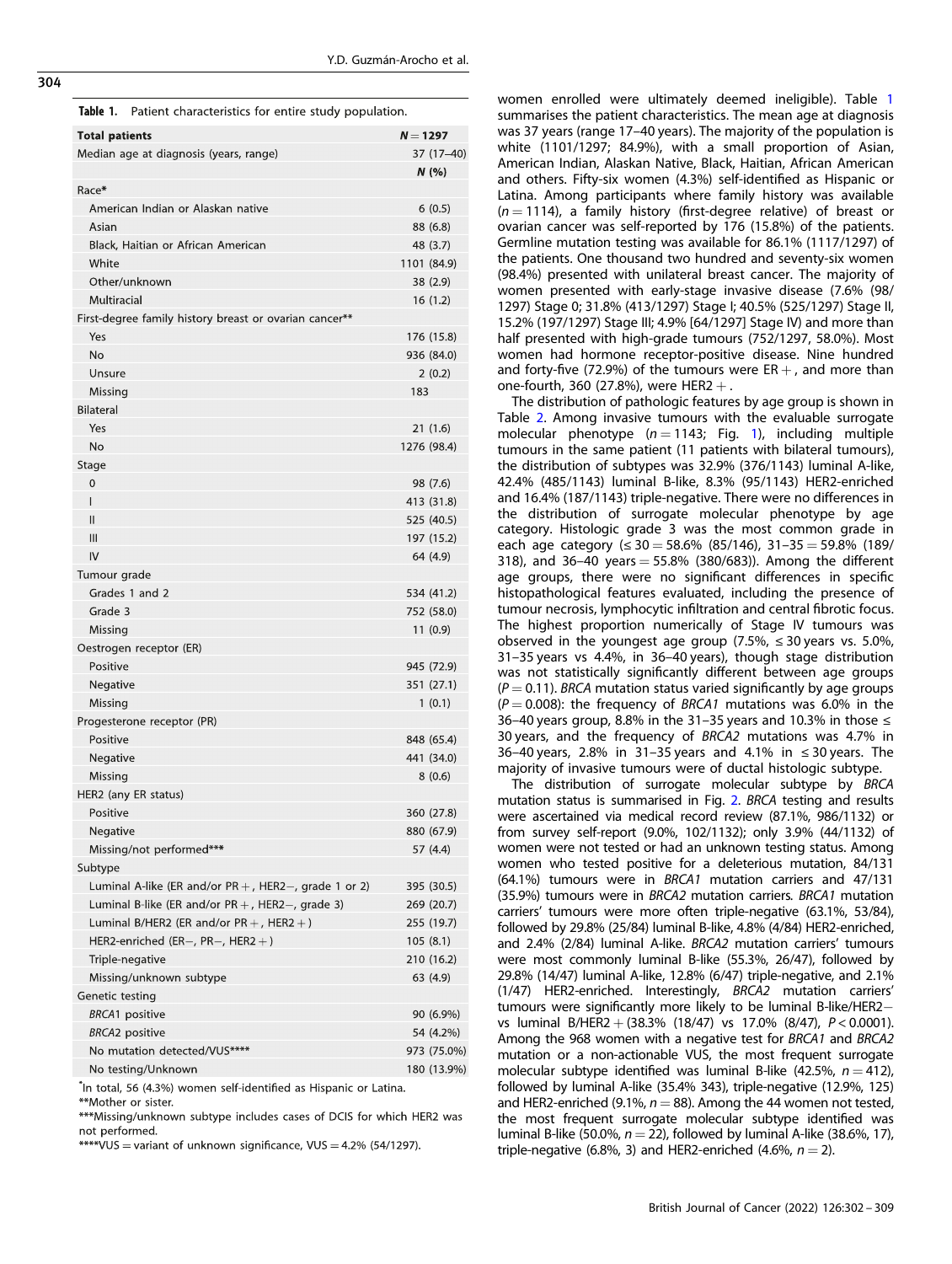**Table 1.** Patient characteristics for entire study population.

| Total patients | N = 1297 |
|---|---|
| Median age at diagnosis (years, range) | 37 (17–40) |
| | N (%) |
| Race* | |
| American Indian or Alaskan native | 6 (0.5) |
| Asian | 88 (6.8) |
| Black, Haitian or African American | 48 (3.7) |
| White | 1101 (84.9) |
| Other/unknown | 38 (2.9) |
| Multiracial | 16 (1.2) |
| First-degree family history breast or ovarian cancer** | |
| Yes | 176 (15.8) |
| No | 936 (84.0) |
| Unsure | 2 (0.2) |
| Missing | 183 |
| Bilateral | |
| Yes | 21 (1.6) |
| No | 1276 (98.4) |
| Stage | |
| 0 | 98 (7.6) |
| I | 413 (31.8) |
| II | 525 (40.5) |
| III | 197 (15.2) |
| IV | 64 (4.9) |
| Tumour grade | |
| Grades 1 and 2 | 534 (41.2) |
| Grade 3 | 752 (58.0) |
| Missing | 11 (0.9) |
| Oestrogen receptor (ER) | |
| Positive | 945 (72.9) |
| Negative | 351 (27.1) |
| Missing | 1 (0.1) |
| Progesterone receptor (PR) | |
| Positive | 848 (65.4) |
| Negative | 441 (34.0) |
| Missing | 8 (0.6) |
| HER2 (any ER status) | |
| Positive | 360 (27.8) |
| Negative | 880 (67.9) |
| Missing/not performed*** | 57 (4.4) |
| Subtype | |
| Luminal A-like (ER and/or PR +, HER2−, grade 1 or 2) | 395 (30.5) |
| Luminal B-like (ER and/or PR +, HER2−, grade 3) | 269 (20.7) |
| Luminal B/HER2 (ER and/or PR +, HER2 +) | 255 (19.7) |
| HER2-enriched (ER−, PR−, HER2 +) | 105 (8.1) |
| Triple-negative | 210 (16.2) |
| Missing/unknown subtype | 63 (4.9) |
| Genetic testing | |
| *BRCA1* positive | 90 (6.9%) |
| *BRCA2* positive | 54 (4.2%) |
| No mutation detected/VUS**** | 973 (75.0%) |
| No testing/Unknown | 180 (13.9%) |

*In total, 56 (4.3%) women self-identified as Hispanic or Latina.
**Mother or sister.
***Missing/unknown subtype includes cases of DCIS for which HER2 was not performed.
****VUS = variant of unknown significance, VUS = 4.2% (54/1297).

women enrolled were ultimately deemed ineligible). Table 1 summarises the patient characteristics. The mean age at diagnosis was 37 years (range 17–40 years). The majority of the population is white (1101/1297; 84.9%), with a small proportion of Asian, American Indian, Alaskan Native, Black, Haitian, African American and others. Fifty-six women (4.3%) self-identified as Hispanic or Latina. Among participants where family history was available ($n = 1114$), a family history (first-degree relative) of breast or ovarian cancer was self-reported by 176 (15.8%) of the patients. Germline mutation testing was available for 86.1% (1117/1297) of the patients. One thousand two hundred and seventy-six women (98.4%) presented with unilateral breast cancer. The majority of women presented with early-stage invasive disease (7.6% (98/1297) Stage 0; 31.8% (413/1297) Stage I; 40.5% (525/1297) Stage II, 15.2% (197/1297) Stage III; 4.9% [64/1297] Stage IV) and more than half presented with high-grade tumours (752/1297, 58.0%). Most women had hormone receptor-positive disease. Nine hundred and forty-five (72.9%) of the tumours were ER +, and more than one-fourth, 360 (27.8%), were HER2 +.

The distribution of pathologic features by age group is shown in Table 2. Among invasive tumours with the evaluable surrogate molecular phenotype ($n = 1143$; Fig. 1), including multiple tumours in the same patient (11 patients with bilateral tumours), the distribution of subtypes was 32.9% (376/1143) luminal A-like, 42.4% (485/1143) luminal B-like, 8.3% (95/1143) HER2-enriched and 16.4% (187/1143) triple-negative. There were no differences in the distribution of surrogate molecular phenotype by age category. Histologic grade 3 was the most common grade in each age category (≤ 30 = 58.6% (85/146), 31–35 = 59.8% (189/318), and 36–40 years = 55.8% (380/683)). Among the different age groups, there were no significant differences in specific histopathological features evaluated, including the presence of tumour necrosis, lymphocytic infiltration and central fibrotic focus. The highest proportion numerically of Stage IV tumours was observed in the youngest age group (7.5%, ≤ 30 years vs. 5.0%, 31–35 years vs 4.4%, in 36–40 years), though stage distribution was not statistically significantly different between age groups ($P = 0.11$). *BRCA* mutation status varied significantly by age groups ($P = 0.008$): the frequency of *BRCA1* mutations was 6.0% in the 36–40 years group, 8.8% in the 31–35 years and 10.3% in those ≤ 30 years, and the frequency of *BRCA2* mutations was 4.7% in 36–40 years, 2.8% in 31–35 years and 4.1% in ≤ 30 years. The majority of invasive tumours were of ductal histologic subtype.

The distribution of surrogate molecular subtype by *BRCA* mutation status is summarised in Fig. 2. *BRCA* testing and results were ascertained via medical record review (87.1%, 986/1132) or from survey self-report (9.0%, 102/1132); only 3.9% (44/1132) of women were not tested or had an unknown testing status. Among women who tested positive for a deleterious mutation, 84/131 (64.1%) tumours were in *BRCA1* mutation carriers and 47/131 (35.9%) tumours were in *BRCA2* mutation carriers. *BRCA1* mutation carriers' tumours were more often triple-negative (63.1%, 53/84), followed by 29.8% (25/84) luminal B-like, 4.8% (4/84) HER2-enriched, and 2.4% (2/84) luminal A-like. *BRCA2* mutation carriers' tumours were most commonly luminal B-like (55.3%, 26/47), followed by 29.8% (14/47) luminal A-like, 12.8% (6/47) triple-negative, and 2.1% (1/47) HER2-enriched. Interestingly, *BRCA2* mutation carriers' tumours were significantly more likely to be luminal B-like/HER2− vs luminal B/HER2 + (38.3% (18/47) vs 17.0% (8/47), $P < 0.0001$). Among the 968 women with a negative test for *BRCA1* and *BRCA2* mutation or a non-actionable VUS, the most frequent surrogate molecular subtype identified was luminal B-like (42.5%, $n = 412$), followed by luminal A-like (35.4% 343), triple-negative (12.9%, 125) and HER2-enriched (9.1%, $n = 88$). Among the 44 women not tested, the most frequent surrogate molecular subtype identified was luminal B-like (50.0%, $n = 22$), followed by luminal A-like (38.6%, 17), triple-negative (6.8%, 3) and HER2-enriched (4.6%, $n = 2$).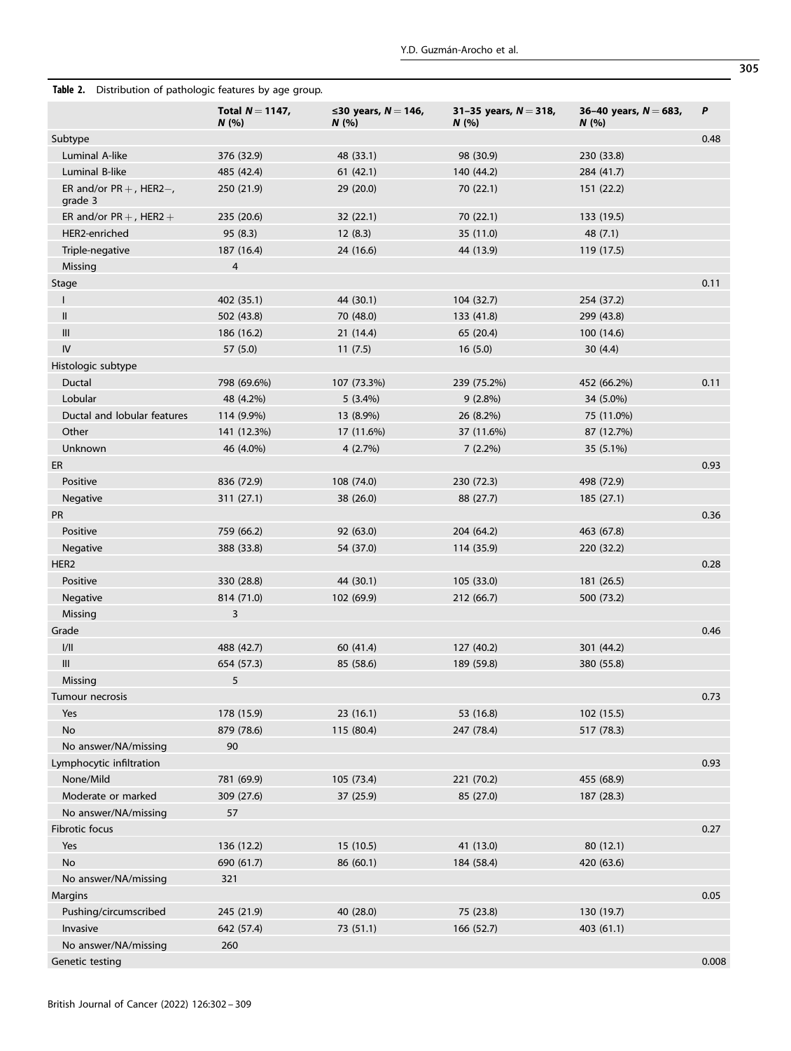**Table 2.** Distribution of pathologic features by age group.

| | Total $N = 1147$, *N* (%) | ≤30 years, $N = 146$, *N* (%) | 31–35 years, $N = 318$, *N* (%) | 36–40 years, $N = 683$, *N* (%) | *P* |
|---|---|---|---|---|---|
| Subtype | | | | | 0.48 |
| Luminal A-like | 376 (32.9) | 48 (33.1) | 98 (30.9) | 230 (33.8) | |
| Luminal B-like | 485 (42.4) | 61 (42.1) | 140 (44.2) | 284 (41.7) | |
| ER and/or PR +, HER2−, grade 3 | 250 (21.9) | 29 (20.0) | 70 (22.1) | 151 (22.2) | |
| ER and/or PR +, HER2 + | 235 (20.6) | 32 (22.1) | 70 (22.1) | 133 (19.5) | |
| HER2-enriched | 95 (8.3) | 12 (8.3) | 35 (11.0) | 48 (7.1) | |
| Triple-negative | 187 (16.4) | 24 (16.6) | 44 (13.9) | 119 (17.5) | |
| Missing | 4 | | | | |
| Stage | | | | | 0.11 |
| I | 402 (35.1) | 44 (30.1) | 104 (32.7) | 254 (37.2) | |
| II | 502 (43.8) | 70 (48.0) | 133 (41.8) | 299 (43.8) | |
| III | 186 (16.2) | 21 (14.4) | 65 (20.4) | 100 (14.6) | |
| IV | 57 (5.0) | 11 (7.5) | 16 (5.0) | 30 (4.4) | |
| Histologic subtype | | | | | |
| Ductal | 798 (69.6%) | 107 (73.3%) | 239 (75.2%) | 452 (66.2%) | 0.11 |
| Lobular | 48 (4.2%) | 5 (3.4%) | 9 (2.8%) | 34 (5.0%) | |
| Ductal and lobular features | 114 (9.9%) | 13 (8.9%) | 26 (8.2%) | 75 (11.0%) | |
| Other | 141 (12.3%) | 17 (11.6%) | 37 (11.6%) | 87 (12.7%) | |
| Unknown | 46 (4.0%) | 4 (2.7%) | 7 (2.2%) | 35 (5.1%) | |
| ER | | | | | 0.93 |
| Positive | 836 (72.9) | 108 (74.0) | 230 (72.3) | 498 (72.9) | |
| Negative | 311 (27.1) | 38 (26.0) | 88 (27.7) | 185 (27.1) | |
| PR | | | | | 0.36 |
| Positive | 759 (66.2) | 92 (63.0) | 204 (64.2) | 463 (67.8) | |
| Negative | 388 (33.8) | 54 (37.0) | 114 (35.9) | 220 (32.2) | |
| HER2 | | | | | 0.28 |
| Positive | 330 (28.8) | 44 (30.1) | 105 (33.0) | 181 (26.5) | |
| Negative | 814 (71.0) | 102 (69.9) | 212 (66.7) | 500 (73.2) | |
| Missing | 3 | | | | |
| Grade | | | | | 0.46 |
| I/II | 488 (42.7) | 60 (41.4) | 127 (40.2) | 301 (44.2) | |
| III | 654 (57.3) | 85 (58.6) | 189 (59.8) | 380 (55.8) | |
| Missing | 5 | | | | |
| Tumour necrosis | | | | | 0.73 |
| Yes | 178 (15.9) | 23 (16.1) | 53 (16.8) | 102 (15.5) | |
| No | 879 (78.6) | 115 (80.4) | 247 (78.4) | 517 (78.3) | |
| No answer/NA/missing | 90 | | | | |
| Lymphocytic infiltration | | | | | 0.93 |
| None/Mild | 781 (69.9) | 105 (73.4) | 221 (70.2) | 455 (68.9) | |
| Moderate or marked | 309 (27.6) | 37 (25.9) | 85 (27.0) | 187 (28.3) | |
| No answer/NA/missing | 57 | | | | |
| Fibrotic focus | | | | | 0.27 |
| Yes | 136 (12.2) | 15 (10.5) | 41 (13.0) | 80 (12.1) | |
| No | 690 (61.7) | 86 (60.1) | 184 (58.4) | 420 (63.6) | |
| No answer/NA/missing | 321 | | | | |
| Margins | | | | | 0.05 |
| Pushing/circumscribed | 245 (21.9) | 40 (28.0) | 75 (23.8) | 130 (19.7) | |
| Invasive | 642 (57.4) | 73 (51.1) | 166 (52.7) | 403 (61.1) | |
| No answer/NA/missing | 260 | | | | |
| Genetic testing | | | | | 0.008 |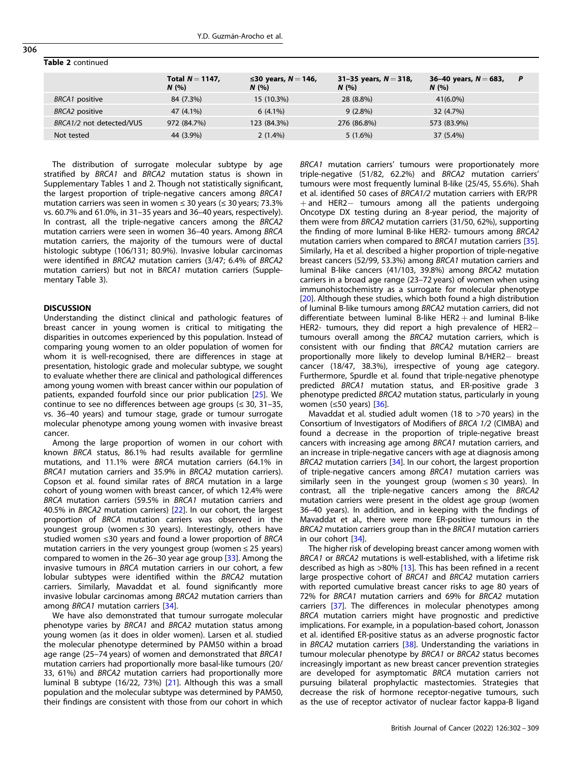**Table 2** continued

| | Total $N = 1147$, N (%) | ≤30 years, $N = 146$, N (%) | 31–35 years, $N = 318$, N (%) | 36–40 years, $N = 683$, N (%) | P |
|---|---|---|---|---|---|
| *BRCA1* positive | 84 (7.3%) | 15 (10.3%) | 28 (8.8%) | 41(6.0%) | |
| *BRCA2* positive | 47 (4.1%) | 6 (4.1%) | 9 (2.8%) | 32 (4.7%) | |
| *BRCA1/2* not detected/VUS | 972 (84.7%) | 123 (84.3%) | 276 (86.8%) | 573 (83.9%) | |
| Not tested | 44 (3.9%) | 2 (1.4%) | 5 (1.6%) | 37 (5.4%) | |

The distribution of surrogate molecular subtype by age stratified by *BRCA1* and *BRCA2* mutation status is shown in Supplementary Tables 1 and 2. Though not statistically significant, the largest proportion of triple-negative cancers among *BRCA1* mutation carriers was seen in women ≤ 30 years (≤ 30 years; 73.3% vs. 60.7% and 61.0%, in 31–35 years and 36–40 years, respectively). In contrast, all the triple-negative cancers among the *BRCA2* mutation carriers were seen in women 36–40 years. Among *BRCA* mutation carriers, the majority of the tumours were of ductal histologic subtype (106/131; 80.9%). Invasive lobular carcinomas were identified in *BRCA2* mutation carriers (3/47; 6.4% of *BRCA2* mutation carriers) but not in B*RCA1* mutation carriers (Supplementary Table 3).

## DISCUSSION

Understanding the distinct clinical and pathologic features of breast cancer in young women is critical to mitigating the disparities in outcomes experienced by this population. Instead of comparing young women to an older population of women for whom it is well-recognised, there are differences in stage at presentation, histologic grade and molecular subtype, we sought to evaluate whether there are clinical and pathological differences among young women with breast cancer within our population of patients, expanded fourfold since our prior publication [25]. We continue to see no differences between age groups (≤ 30, 31–35, vs. 36–40 years) and tumour stage, grade or tumour surrogate molecular phenotype among young women with invasive breast cancer.

Among the large proportion of women in our cohort with known *BRCA* status, 86.1% had results available for germline mutations, and 11.1% were *BRCA* mutation carriers (64.1% in *BRCA1* mutation carriers and 35.9% in *BRCA2* mutation carriers). Copson et al. found similar rates of *BRCA* mutation in a large cohort of young women with breast cancer, of which 12.4% were *BRCA* mutation carriers (59.5% in *BRCA1* mutation carriers and 40.5% in *BRCA2* mutation carriers) [22]. In our cohort, the largest proportion of *BRCA* mutation carriers was observed in the youngest group (women ≤ 30 years). Interestingly, others have studied women ≤30 years and found a lower proportion of *BRCA* mutation carriers in the very youngest group (women ≤ 25 years) compared to women in the 26–30 year age group [33]. Among the invasive tumours in *BRCA* mutation carriers in our cohort, a few lobular subtypes were identified within the *BRCA2* mutation carriers. Similarly, Mavaddat et al. found significantly more invasive lobular carcinomas among *BRCA2* mutation carriers than among *BRCA1* mutation carriers [34].

We have also demonstrated that tumour surrogate molecular phenotype varies by *BRCA1* and *BRCA2* mutation status among young women (as it does in older women). Larsen et al. studied the molecular phenotype determined by PAM50 within a broad age range (25–74 years) of women and demonstrated that *BRCA1* mutation carriers had proportionally more basal-like tumours (20/33, 61%) and *BRCA2* mutation carriers had proportionally more luminal B subtype (16/22, 73%) [21]. Although this was a small population and the molecular subtype was determined by PAM50, their findings are consistent with those from our cohort in which *BRCA1* mutation carriers' tumours were proportionately more triple-negative (51/82, 62.2%) and *BRCA2* mutation carriers' tumours were most frequently luminal B-like (25/45, 55.6%). Shah et al. identified 50 cases of *BRCA1/2* mutation carriers with ER/PR + and HER2− tumours among all the patients undergoing Oncotype DX testing during an 8-year period, the majority of them were from *BRCA2* mutation carriers (31/50, 62%), supporting the finding of more luminal B-like HER2- tumours among *BRCA2* mutation carriers when compared to *BRCA1* mutation carriers [35]. Similarly, Ha et al. described a higher proportion of triple-negative breast cancers (52/99, 53.3%) among *BRCA1* mutation carriers and luminal B-like cancers (41/103, 39.8%) among *BRCA2* mutation carriers in a broad age range (23–72 years) of women when using immunohistochemistry as a surrogate for molecular phenotype [20]. Although these studies, which both found a high distribution of luminal B-like tumours among *BRCA2* mutation carriers, did not differentiate between luminal B-like HER2 + and luminal B-like HER2- tumours, they did report a high prevalence of HER2− tumours overall among the *BRCA2* mutation carriers, which is consistent with our finding that *BRCA2* mutation carriers are proportionally more likely to develop luminal B/HER2− breast cancer (18/47, 38.3%), irrespective of young age category. Furthermore, Spurdle et al. found that triple-negative phenotype predicted *BRCA1* mutation status, and ER-positive grade 3 phenotype predicted *BRCA2* mutation status, particularly in young women (≤50 years) [36].

Mavaddat et al. studied adult women (18 to >70 years) in the Consortium of Investigators of Modifiers of *BRCA 1/2* (CIMBA) and found a decrease in the proportion of triple-negative breast cancers with increasing age among *BRCA1* mutation carriers, and an increase in triple-negative cancers with age at diagnosis among *BRCA2* mutation carriers [34]. In our cohort, the largest proportion of triple-negative cancers among *BRCA1* mutation carriers was similarly seen in the youngest group (women ≤ 30 years). In contrast, all the triple-negative cancers among the *BRCA2* mutation carriers were present in the oldest age group (women 36–40 years). In addition, and in keeping with the findings of Mavaddat et al., there were more ER-positive tumours in the *BRCA2* mutation carriers group than in the *BRCA1* mutation carriers in our cohort [34].

The higher risk of developing breast cancer among women with *BRCA1* or *BRCA2* mutations is well-established, with a lifetime risk described as high as >80% [13]. This has been refined in a recent large prospective cohort of *BRCA1* and *BRCA2* mutation carriers with reported cumulative breast cancer risks to age 80 years of 72% for *BRCA1* mutation carriers and 69% for *BRCA2* mutation carriers [37]. The differences in molecular phenotypes among *BRCA* mutation carriers might have prognostic and predictive implications. For example, in a population-based cohort, Jonasson et al. identified ER-positive status as an adverse prognostic factor in *BRCA2* mutation carriers [38]. Understanding the variations in tumour molecular phenotype by *BRCA1* or *BRCA2* status becomes increasingly important as new breast cancer prevention strategies are developed for asymptomatic *BRCA* mutation carriers not pursuing bilateral prophylactic mastectomies. Strategies that decrease the risk of hormone receptor-negative tumours, such as the use of receptor activator of nuclear factor kappa-B ligand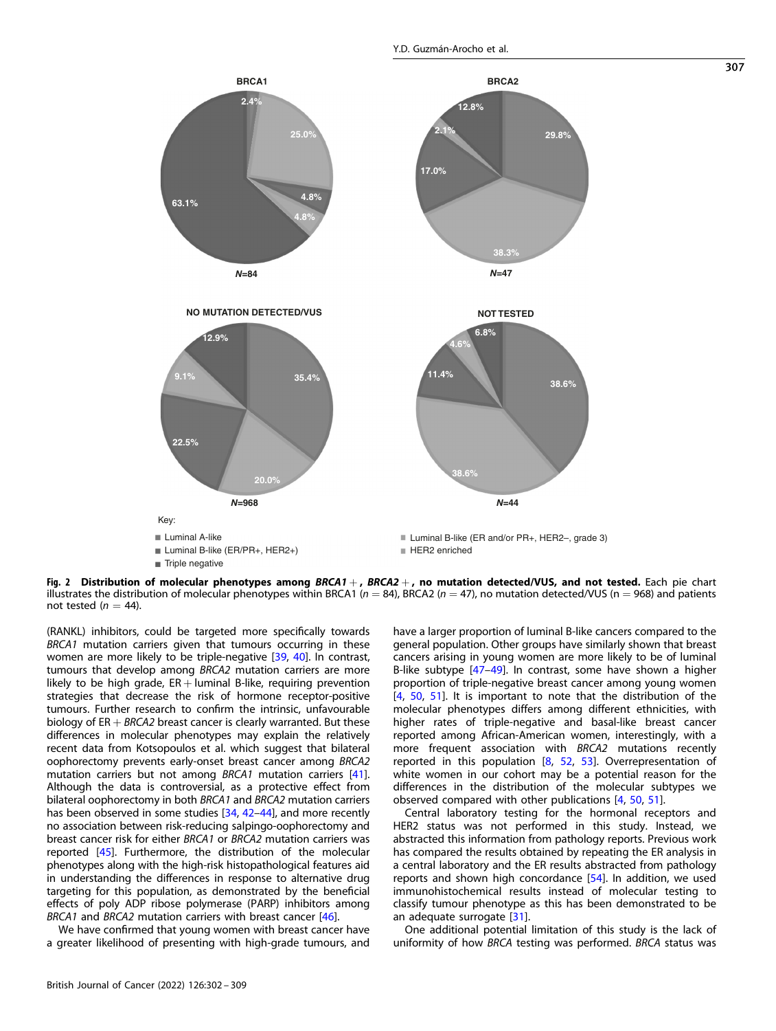BRCA1

2.4%

25.0%

4.8%

4.8%

63.1%

*N*=84

BRCA2

12.8%

2.1%

29.8%

17.0%

38.3%

*N*=47

NO MUTATION DETECTED/VUS

12.9%

9.1%

35.4%

22.5%

20.0%

*N*=968

NOT TESTED

6.8%

4.6%

11.4%

38.6%

38.6%

*N*=44

Key:

■ Luminal A-like

■ Luminal B-like (ER/PR+, HER2+)

■ Triple negative

■ Luminal B-like (ER and/or PR+, HER2–, grade 3)

■ HER2 enriched

**Fig. 2 Distribution of molecular phenotypes among *BRCA1*+, *BRCA2*+, no mutation detected/VUS, and not tested.** Each pie chart illustrates the distribution of molecular phenotypes within BRCA1 ($n$ = 84), BRCA2 ($n$ = 47), no mutation detected/VUS (n = 968) and patients not tested ($n$ = 44).

(RANKL) inhibitors, could be targeted more specifically towards *BRCA1* mutation carriers given that tumours occurring in these women are more likely to be triple-negative [39, 40]. In contrast, tumours that develop among *BRCA2* mutation carriers are more likely to be high grade, ER + luminal B-like, requiring prevention strategies that decrease the risk of hormone receptor-positive tumours. Further research to confirm the intrinsic, unfavourable biology of ER + *BRCA2* breast cancer is clearly warranted. But these differences in molecular phenotypes may explain the relatively recent data from Kotsopoulos et al. which suggest that bilateral oophorectomy prevents early-onset breast cancer among *BRCA2* mutation carriers but not among *BRCA1* mutation carriers [41]. Although the data is controversial, as a protective effect from bilateral oophorectomy in both *BRCA1* and *BRCA2* mutation carriers has been observed in some studies [34, 42–44], and more recently no association between risk-reducing salpingo-oophorectomy and breast cancer risk for either *BRCA1* or *BRCA2* mutation carriers was reported [45]. Furthermore, the distribution of the molecular phenotypes along with the high-risk histopathological features aid in understanding the differences in response to alternative drug targeting for this population, as demonstrated by the beneficial effects of poly ADP ribose polymerase (PARP) inhibitors among *BRCA1* and *BRCA2* mutation carriers with breast cancer [46].

We have confirmed that young women with breast cancer have a greater likelihood of presenting with high-grade tumours, and have a larger proportion of luminal B-like cancers compared to the general population. Other groups have similarly shown that breast cancers arising in young women are more likely to be of luminal B-like subtype [47–49]. In contrast, some have shown a higher proportion of triple-negative breast cancer among young women [4, 50, 51]. It is important to note that the distribution of the molecular phenotypes differs among different ethnicities, with higher rates of triple-negative and basal-like breast cancer reported among African-American women, interestingly, with a more frequent association with *BRCA2* mutations recently reported in this population [8, 52, 53]. Overrepresentation of white women in our cohort may be a potential reason for the differences in the distribution of the molecular subtypes we observed compared with other publications [4, 50, 51].

Central laboratory testing for the hormonal receptors and HER2 status was not performed in this study. Instead, we abstracted this information from pathology reports. Previous work has compared the results obtained by repeating the ER analysis in a central laboratory and the ER results abstracted from pathology reports and shown high concordance [54]. In addition, we used immunohistochemical results instead of molecular testing to classify tumour phenotype as this has been demonstrated to be an adequate surrogate [31].

One additional potential limitation of this study is the lack of uniformity of how *BRCA* testing was performed. *BRCA* status was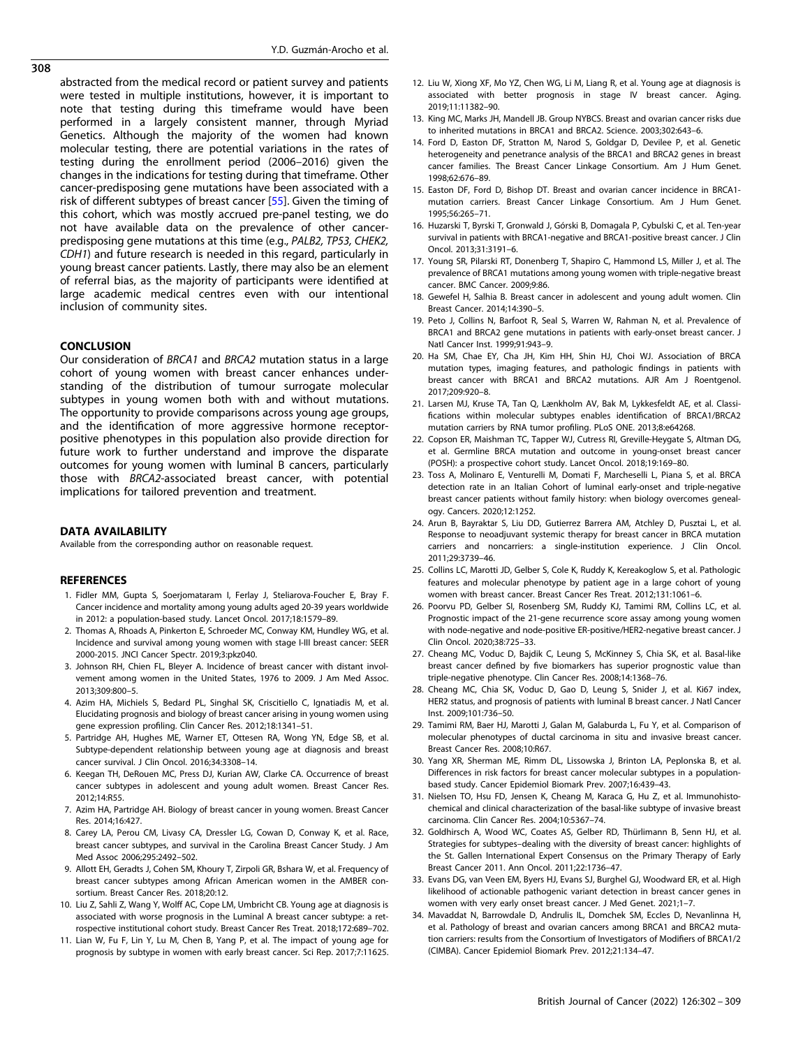abstracted from the medical record or patient survey and patients were tested in multiple institutions, however, it is important to note that testing during this timeframe would have been performed in a largely consistent manner, through Myriad Genetics. Although the majority of the women had known molecular testing, there are potential variations in the rates of testing during the enrollment period (2006–2016) given the changes in the indications for testing during that timeframe. Other cancer-predisposing gene mutations have been associated with a risk of different subtypes of breast cancer [55]. Given the timing of this cohort, which was mostly accrued pre-panel testing, we do not have available data on the prevalence of other cancer-predisposing gene mutations at this time (e.g., *PALB2, TP53, CHEK2, CDH1*) and future research is needed in this regard, particularly in young breast cancer patients. Lastly, there may also be an element of referral bias, as the majority of participants were identified at large academic medical centres even with our intentional inclusion of community sites.

## CONCLUSION

Our consideration of *BRCA1* and *BRCA2* mutation status in a large cohort of young women with breast cancer enhances understanding of the distribution of tumour surrogate molecular subtypes in young women both with and without mutations. The opportunity to provide comparisons across young age groups, and the identification of more aggressive hormone receptor-positive phenotypes in this population also provide direction for future work to further understand and improve the disparate outcomes for young women with luminal B cancers, particularly those with *BRCA2*-associated breast cancer, with potential implications for tailored prevention and treatment.

## DATA AVAILABILITY

Available from the corresponding author on reasonable request.

## REFERENCES

1. Fidler MM, Gupta S, Soerjomataram I, Ferlay J, Steliarova-Foucher E, Bray F. Cancer incidence and mortality among young adults aged 20-39 years worldwide in 2012: a population-based study. Lancet Oncol. 2017;18:1579–89.
2. Thomas A, Rhoads A, Pinkerton E, Schroeder MC, Conway KM, Hundley WG, et al. Incidence and survival among young women with stage I-III breast cancer: SEER 2000-2015. JNCI Cancer Spectr. 2019;3:pkz040.
3. Johnson RH, Chien FL, Bleyer A. Incidence of breast cancer with distant involvement among women in the United States, 1976 to 2009. J Am Med Assoc. 2013;309:800–5.
4. Azim HA, Michiels S, Bedard PL, Singhal SK, Criscitiello C, Ignatiadis M, et al. Elucidating prognosis and biology of breast cancer arising in young women using gene expression profiling. Clin Cancer Res. 2012;18:1341–51.
5. Partridge AH, Hughes ME, Warner ET, Ottesen RA, Wong YN, Edge SB, et al. Subtype-dependent relationship between young age at diagnosis and breast cancer survival. J Clin Oncol. 2016;34:3308–14.
6. Keegan TH, DeRouen MC, Press DJ, Kurian AW, Clarke CA. Occurrence of breast cancer subtypes in adolescent and young adult women. Breast Cancer Res. 2012;14:R55.
7. Azim HA, Partridge AH. Biology of breast cancer in young women. Breast Cancer Res. 2014;16:427.
8. Carey LA, Perou CM, Livasy CA, Dressler LG, Cowan D, Conway K, et al. Race, breast cancer subtypes, and survival in the Carolina Breast Cancer Study. J Am Med Assoc 2006;295:2492–502.
9. Allott EH, Geradts J, Cohen SM, Khoury T, Zirpoli GR, Bshara W, et al. Frequency of breast cancer subtypes among African American women in the AMBER consortium. Breast Cancer Res. 2018;20:12.
10. Liu Z, Sahli Z, Wang Y, Wolff AC, Cope LM, Umbricht CB. Young age at diagnosis is associated with worse prognosis in the Luminal A breast cancer subtype: a retrospective institutional cohort study. Breast Cancer Res Treat. 2018;172:689–702.
11. Lian W, Fu F, Lin Y, Lu M, Chen B, Yang P, et al. The impact of young age for prognosis by subtype in women with early breast cancer. Sci Rep. 2017;7:11625.
12. Liu W, Xiong XF, Mo YZ, Chen WG, Li M, Liang R, et al. Young age at diagnosis is associated with better prognosis in stage IV breast cancer. Aging. 2019;11:11382–90.
13. King MC, Marks JH, Mandell JB. Group NYBCS. Breast and ovarian cancer risks due to inherited mutations in BRCA1 and BRCA2. Science. 2003;302:643–6.
14. Ford D, Easton DF, Stratton M, Narod S, Goldgar D, Devilee P, et al. Genetic heterogeneity and penetrance analysis of the BRCA1 and BRCA2 genes in breast cancer families. The Breast Cancer Linkage Consortium. Am J Hum Genet. 1998;62:676–89.
15. Easton DF, Ford D, Bishop DT. Breast and ovarian cancer incidence in BRCA1-mutation carriers. Breast Cancer Linkage Consortium. Am J Hum Genet. 1995;56:265–71.
16. Huzarski T, Byrski T, Gronwald J, Górski B, Domagala P, Cybulski C, et al. Ten-year survival in patients with BRCA1-negative and BRCA1-positive breast cancer. J Clin Oncol. 2013;31:3191–6.
17. Young SR, Pilarski RT, Donenberg T, Shapiro C, Hammond LS, Miller J, et al. The prevalence of BRCA1 mutations among young women with triple-negative breast cancer. BMC Cancer. 2009;9:86.
18. Gewefel H, Salhia B. Breast cancer in adolescent and young adult women. Clin Breast Cancer. 2014;14:390–5.
19. Peto J, Collins N, Barfoot R, Seal S, Warren W, Rahman N, et al. Prevalence of BRCA1 and BRCA2 gene mutations in patients with early-onset breast cancer. J Natl Cancer Inst. 1999;91:943–9.
20. Ha SM, Chae EY, Cha JH, Kim HH, Shin HJ, Choi WJ. Association of BRCA mutation types, imaging features, and pathologic findings in patients with breast cancer with BRCA1 and BRCA2 mutations. AJR Am J Roentgenol. 2017;209:920–8.
21. Larsen MJ, Kruse TA, Tan Q, Lænkholm AV, Bak M, Lykkesfeldt AE, et al. Classifications within molecular subtypes enables identification of BRCA1/BRCA2 mutation carriers by RNA tumor profiling. PLoS ONE. 2013;8:e64268.
22. Copson ER, Maishman TC, Tapper WJ, Cutress RI, Greville-Heygate S, Altman DG, et al. Germline BRCA mutation and outcome in young-onset breast cancer (POSH): a prospective cohort study. Lancet Oncol. 2018;19:169–80.
23. Toss A, Molinaro E, Venturelli M, Domati F, Marcheselli L, Piana S, et al. BRCA detection rate in an Italian Cohort of luminal early-onset and triple-negative breast cancer patients without family history: when biology overcomes genealogy. Cancers. 2020;12:1252.
24. Arun B, Bayraktar S, Liu DD, Gutierrez Barrera AM, Atchley D, Pusztai L, et al. Response to neoadjuvant systemic therapy for breast cancer in BRCA mutation carriers and noncarriers: a single-institution experience. J Clin Oncol. 2011;29:3739–46.
25. Collins LC, Marotti JD, Gelber S, Cole K, Ruddy K, Kereakoglow S, et al. Pathologic features and molecular phenotype by patient age in a large cohort of young women with breast cancer. Breast Cancer Res Treat. 2012;131:1061–6.
26. Poorvu PD, Gelber SI, Rosenberg SM, Ruddy KJ, Tamimi RM, Collins LC, et al. Prognostic impact of the 21-gene recurrence score assay among young women with node-negative and node-positive ER-positive/HER2-negative breast cancer. J Clin Oncol. 2020;38:725–33.
27. Cheang MC, Voduc D, Bajdik C, Leung S, McKinney S, Chia SK, et al. Basal-like breast cancer defined by five biomarkers has superior prognostic value than triple-negative phenotype. Clin Cancer Res. 2008;14:1368–76.
28. Cheang MC, Chia SK, Voduc D, Gao D, Leung S, Snider J, et al. Ki67 index, HER2 status, and prognosis of patients with luminal B breast cancer. J Natl Cancer Inst. 2009;101:736–50.
29. Tamimi RM, Baer HJ, Marotti J, Galan M, Galaburda L, Fu Y, et al. Comparison of molecular phenotypes of ductal carcinoma in situ and invasive breast cancer. Breast Cancer Res. 2008;10:R67.
30. Yang XR, Sherman ME, Rimm DL, Lissowska J, Brinton LA, Peplonska B, et al. Differences in risk factors for breast cancer molecular subtypes in a population-based study. Cancer Epidemiol Biomark Prev. 2007;16:439–43.
31. Nielsen TO, Hsu FD, Jensen K, Cheang M, Karaca G, Hu Z, et al. Immunohistochemical and clinical characterization of the basal-like subtype of invasive breast carcinoma. Clin Cancer Res. 2004;10:5367–74.
32. Goldhirsch A, Wood WC, Coates AS, Gelber RD, Thürlimann B, Senn HJ, et al. Strategies for subtypes–dealing with the diversity of breast cancer: highlights of the St. Gallen International Expert Consensus on the Primary Therapy of Early Breast Cancer 2011. Ann Oncol. 2011;22:1736–47.
33. Evans DG, van Veen EM, Byers HJ, Evans SJ, Burghel GJ, Woodward ER, et al. High likelihood of actionable pathogenic variant detection in breast cancer genes in women with very early onset breast cancer. J Med Genet. 2021;1–7.
34. Mavaddat N, Barrowdale D, Andrulis IL, Domchek SM, Eccles D, Nevanlinna H, et al. Pathology of breast and ovarian cancers among BRCA1 and BRCA2 mutation carriers: results from the Consortium of Investigators of Modifiers of BRCA1/2 (CIMBA). Cancer Epidemiol Biomark Prev. 2012;21:134–47.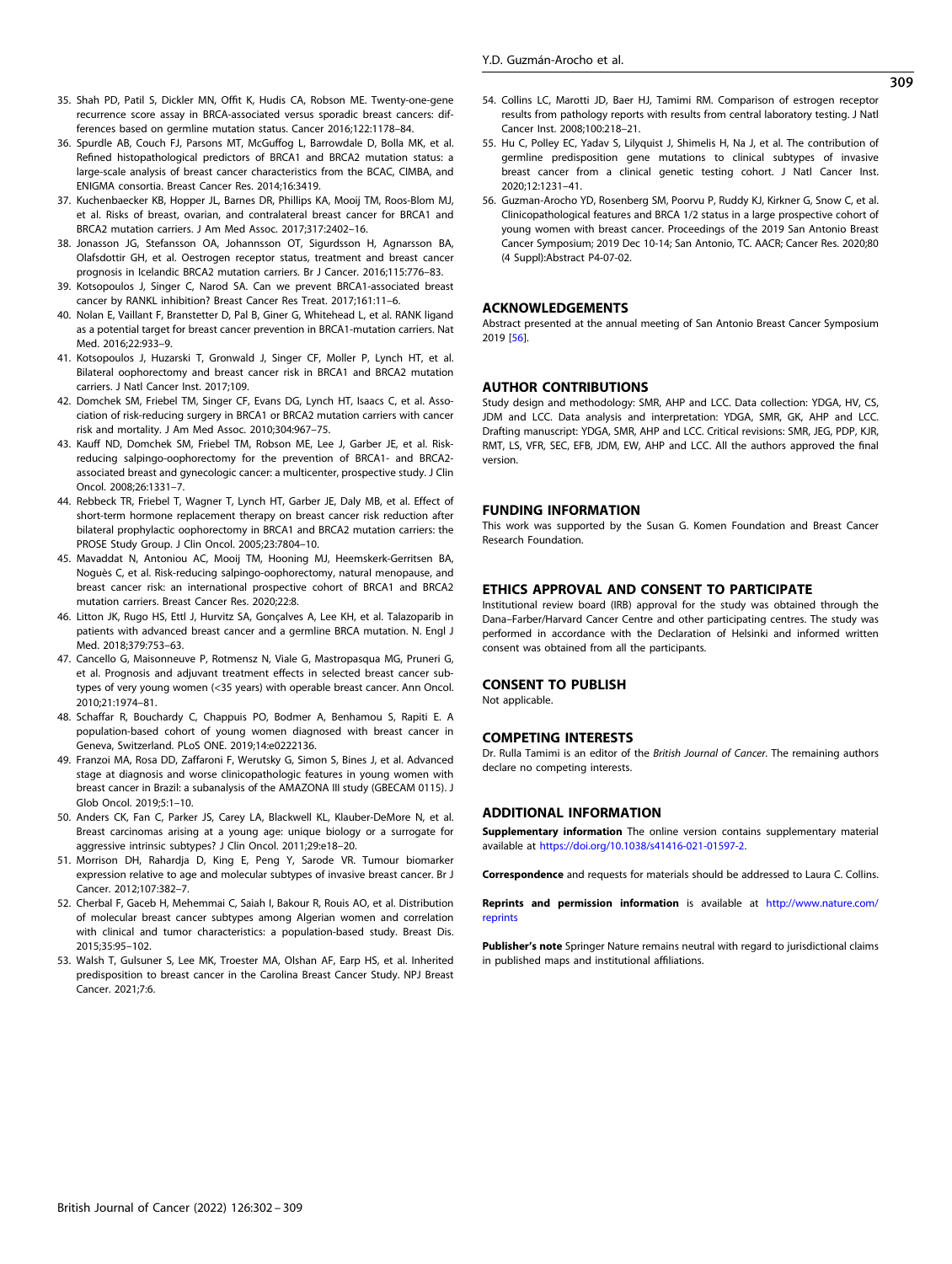35. Shah PD, Patil S, Dickler MN, Offit K, Hudis CA, Robson ME. Twenty-one-gene recurrence score assay in BRCA-associated versus sporadic breast cancers: differences based on germline mutation status. Cancer 2016;122:1178–84.
36. Spurdle AB, Couch FJ, Parsons MT, McGuffog L, Barrowdale D, Bolla MK, et al. Refined histopathological predictors of BRCA1 and BRCA2 mutation status: a large-scale analysis of breast cancer characteristics from the BCAC, CIMBA, and ENIGMA consortia. Breast Cancer Res. 2014;16:3419.
37. Kuchenbaecker KB, Hopper JL, Barnes DR, Phillips KA, Mooij TM, Roos-Blom MJ, et al. Risks of breast, ovarian, and contralateral breast cancer for BRCA1 and BRCA2 mutation carriers. J Am Med Assoc. 2017;317:2402–16.
38. Jonasson JG, Stefansson OA, Johannsson OT, Sigurdsson H, Agnarsson BA, Olafsdottir GH, et al. Oestrogen receptor status, treatment and breast cancer prognosis in Icelandic BRCA2 mutation carriers. Br J Cancer. 2016;115:776–83.
39. Kotsopoulos J, Singer C, Narod SA. Can we prevent BRCA1-associated breast cancer by RANKL inhibition? Breast Cancer Res Treat. 2017;161:11–6.
40. Nolan E, Vaillant F, Branstetter D, Pal B, Giner G, Whitehead L, et al. RANK ligand as a potential target for breast cancer prevention in BRCA1-mutation carriers. Nat Med. 2016;22:933–9.
41. Kotsopoulos J, Huzarski T, Gronwald J, Singer CF, Moller P, Lynch HT, et al. Bilateral oophorectomy and breast cancer risk in BRCA1 and BRCA2 mutation carriers. J Natl Cancer Inst. 2017;109.
42. Domchek SM, Friebel TM, Singer CF, Evans DG, Lynch HT, Isaacs C, et al. Association of risk-reducing surgery in BRCA1 or BRCA2 mutation carriers with cancer risk and mortality. J Am Med Assoc. 2010;304:967–75.
43. Kauff ND, Domchek SM, Friebel TM, Robson ME, Lee J, Garber JE, et al. Risk-reducing salpingo-oophorectomy for the prevention of BRCA1- and BRCA2-associated breast and gynecologic cancer: a multicenter, prospective study. J Clin Oncol. 2008;26:1331–7.
44. Rebbeck TR, Friebel T, Wagner T, Lynch HT, Garber JE, Daly MB, et al. Effect of short-term hormone replacement therapy on breast cancer risk reduction after bilateral prophylactic oophorectomy in BRCA1 and BRCA2 mutation carriers: the PROSE Study Group. J Clin Oncol. 2005;23:7804–10.
45. Mavaddat N, Antoniou AC, Mooij TM, Hooning MJ, Heemskerk-Gerritsen BA, Noguès C, et al. Risk-reducing salpingo-oophorectomy, natural menopause, and breast cancer risk: an international prospective cohort of BRCA1 and BRCA2 mutation carriers. Breast Cancer Res. 2020;22:8.
46. Litton JK, Rugo HS, Ettl J, Hurvitz SA, Gonçalves A, Lee KH, et al. Talazoparib in patients with advanced breast cancer and a germline BRCA mutation. N. Engl J Med. 2018;379:753–63.
47. Cancello G, Maisonneuve P, Rotmensz N, Viale G, Mastropasqua MG, Pruneri G, et al. Prognosis and adjuvant treatment effects in selected breast cancer subtypes of very young women (<35 years) with operable breast cancer. Ann Oncol. 2010;21:1974–81.
48. Schaffar R, Bouchardy C, Chappuis PO, Bodmer A, Benhamou S, Rapiti E. A population-based cohort of young women diagnosed with breast cancer in Geneva, Switzerland. PLoS ONE. 2019;14:e0222136.
49. Franzoi MA, Rosa DD, Zaffaroni F, Werutsky G, Simon S, Bines J, et al. Advanced stage at diagnosis and worse clinicopathologic features in young women with breast cancer in Brazil: a subanalysis of the AMAZONA III study (GBECAM 0115). J Glob Oncol. 2019;5:1–10.
50. Anders CK, Fan C, Parker JS, Carey LA, Blackwell KL, Klauber-DeMore N, et al. Breast carcinomas arising at a young age: unique biology or a surrogate for aggressive intrinsic subtypes? J Clin Oncol. 2011;29:e18–20.
51. Morrison DH, Rahardja D, King E, Peng Y, Sarode VR. Tumour biomarker expression relative to age and molecular subtypes of invasive breast cancer. Br J Cancer. 2012;107:382–7.
52. Cherbal F, Gaceb H, Mehemmai C, Saiah I, Bakour R, Rouis AO, et al. Distribution of molecular breast cancer subtypes among Algerian women and correlation with clinical and tumor characteristics: a population-based study. Breast Dis. 2015;35:95–102.
53. Walsh T, Gulsuner S, Lee MK, Troester MA, Olshan AF, Earp HS, et al. Inherited predisposition to breast cancer in the Carolina Breast Cancer Study. NPJ Breast Cancer. 2021;7:6.
54. Collins LC, Marotti JD, Baer HJ, Tamimi RM. Comparison of estrogen receptor results from pathology reports with results from central laboratory testing. J Natl Cancer Inst. 2008;100:218–21.
55. Hu C, Polley EC, Yadav S, Lilyquist J, Shimelis H, Na J, et al. The contribution of germline predisposition gene mutations to clinical subtypes of invasive breast cancer from a clinical genetic testing cohort. J Natl Cancer Inst. 2020;12:1231–41.
56. Guzman-Arocho YD, Rosenberg SM, Poorvu P, Ruddy KJ, Kirkner G, Snow C, et al. Clinicopathological features and BRCA 1/2 status in a large prospective cohort of young women with breast cancer. Proceedings of the 2019 San Antonio Breast Cancer Symposium; 2019 Dec 10-14; San Antonio, TC. AACR; Cancer Res. 2020;80 (4 Suppl):Abstract P4-07-02.

## ACKNOWLEDGEMENTS

Abstract presented at the annual meeting of San Antonio Breast Cancer Symposium 2019 [56].

## AUTHOR CONTRIBUTIONS

Study design and methodology: SMR, AHP and LCC. Data collection: YDGA, HV, CS, JDM and LCC. Data analysis and interpretation: YDGA, SMR, GK, AHP and LCC. Drafting manuscript: YDGA, SMR, AHP and LCC. Critical revisions: SMR, JEG, PDP, KJR, RMT, LS, VFR, SEC, EFB, JDM, EW, AHP and LCC. All the authors approved the final version.

## FUNDING INFORMATION

This work was supported by the Susan G. Komen Foundation and Breast Cancer Research Foundation.

## ETHICS APPROVAL AND CONSENT TO PARTICIPATE

Institutional review board (IRB) approval for the study was obtained through the Dana–Farber/Harvard Cancer Centre and other participating centres. The study was performed in accordance with the Declaration of Helsinki and informed written consent was obtained from all the participants.

## CONSENT TO PUBLISH

Not applicable.

## COMPETING INTERESTS

Dr. Rulla Tamimi is an editor of the *British Journal of Cancer*. The remaining authors declare no competing interests.

## ADDITIONAL INFORMATION

**Supplementary information** The online version contains supplementary material available at https://doi.org/10.1038/s41416-021-01597-2.

**Correspondence** and requests for materials should be addressed to Laura C. Collins.

**Reprints and permission information** is available at http://www.nature.com/reprints

**Publisher's note** Springer Nature remains neutral with regard to jurisdictional claims in published maps and institutional affiliations.